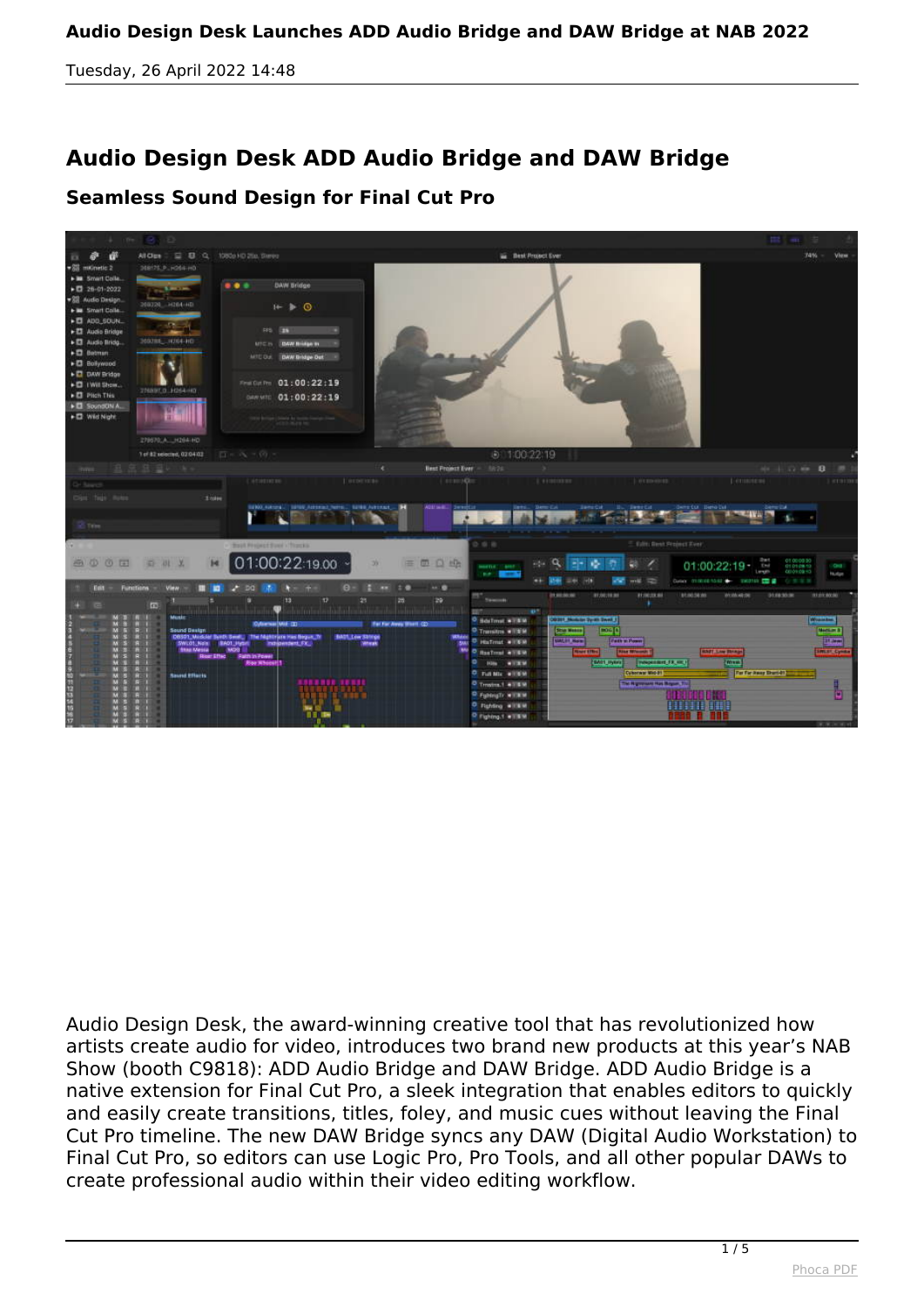# Audio Design Desk ADD Audio Bridge and DAW Bridge

## Seamless Sound Design for Final Cut Pro

Audio Design Desk, the award-winning creative tool that has revolutionized how artists create audio for video, introduces two brand new products at this year's NAB Show (booth C9818): ADD Audio Bridge and DAW Bridge. ADD Audio Bridge is a native extension for Final Cut Pro, a sleek integration that enables editors to quickly and easily create transitions, titles, foley, and music cues without leaving the Final Cut Pro timeline. The new DAW Bridge syncs any DAW (Digital Audio Workstation) to Final Cut Pro, so editors can use Logic Pro, Pro Tools, and all other popular DAWs to create professional audio within their video editing workflow.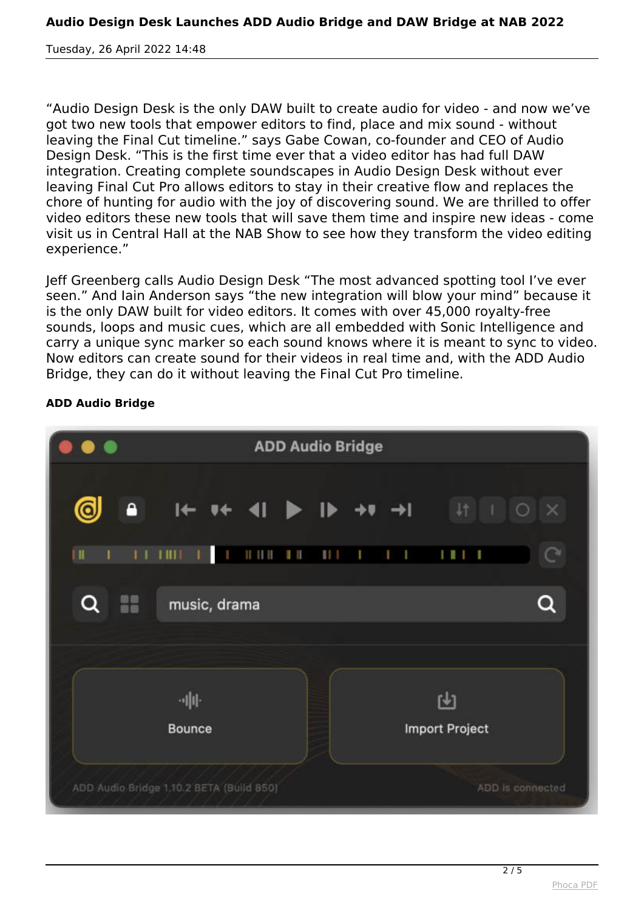"Audio Design Desk is the only DAW built to create audio for video - and now we've got two new tools that empower editors to find, place and mix sound - without leaving the Final Cut timeline." says Gabe Cowan, co-founder and CEO of Audio Design Desk. "This is the first time ever that a video editor has had full DAW integration. Creating complete soundscapes in Audio Design Desk without ever leaving Final Cut Pro allows editors to stay in their creative flow and replaces the chore of hunting for audio with the joy of discovering sound. We are thrilled to offer video editors these new tools that will save them time and inspire new ideas - come visit us in Central Hall at the NAB Show to see how they transform the video editing experience."

Jeff Greenberg calls Audio Design Desk "The most advanced spotting tool I've ever seen." And Iain Anderson says "the new integration will blow your mind" because it is the only DAW built for video editors. It comes with over 45,000 royalty-free sounds, loops and music cues, which are all embedded with Sonic Intelligence and carry a unique sync marker so each sound knows where it is meant to sync to video. Now editors can create sound for their videos in real time and, with the ADD Audio Bridge, they can do it without leaving the Final Cut Pro timeline.

**ADD Audio Bridge**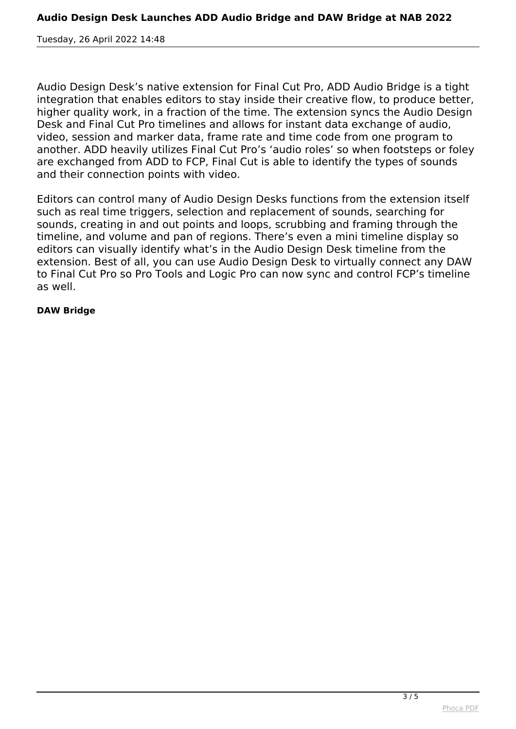Audio Design Desk’s native extension for Final Cut Pro, ADD Audio Bridge is a tight integration that enables editors to stay inside their creative flow, to produce better, higher quality work, in a fraction of the time. The extension syncs the Audio Design Desk and Final Cut Pro timelines and allows for instant data exchange of audio, video, session and marker data, frame rate and time code from one program to another. ADD heavily utilizes Final Cut Pro’s ‘audio roles’ so when footsteps or foley are exchanged from ADD to FCP, Final Cut is able to identify the types of sounds and their connection points with video.

Editors can control many of Audio Design Desks functions from the extension itself such as real time triggers, selection and replacement of sounds, searching for sounds, creating in and out points and loops, scrubbing and framing through the timeline, and volume and pan of regions. There’s even a mini timeline display so editors can visually identify what’s in the Audio Design Desk timeline from the extension. Best of all, you can use Audio Design Desk to virtually connect any DAW to Final Cut Pro so Pro Tools and Logic Pro can now sync and control FCP’s timeline as well.

**DAW Bridge**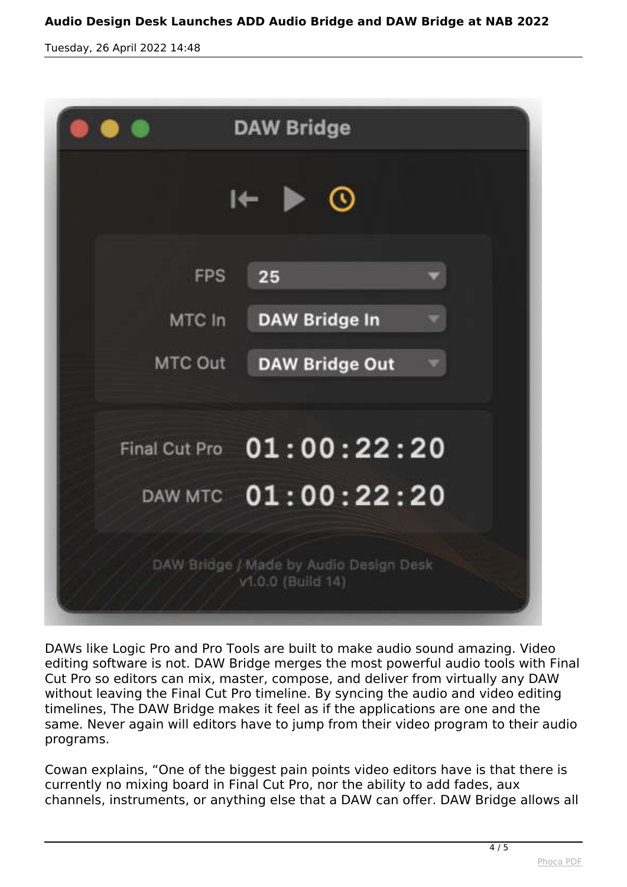DAWs like Logic Pro and Pro Tools are built to make audio sound amazing. Video editing software is not. DAW Bridge merges the most powerful audio tools with Final Cut Pro so editors can mix, master, compose, and deliver from virtually any DAW without leaving the Final Cut Pro timeline. By syncing the audio and video editing timelines, The DAW Bridge makes it feel as if the applications are one and the same. Never again will editors have to jump from their video program to their audio programs.

Cowan explains, “One of the biggest pain points video editors have is that there is currently no mixing board in Final Cut Pro, nor the ability to add fades, aux channels, instruments, or anything else that a DAW can offer. DAW Bridge allows all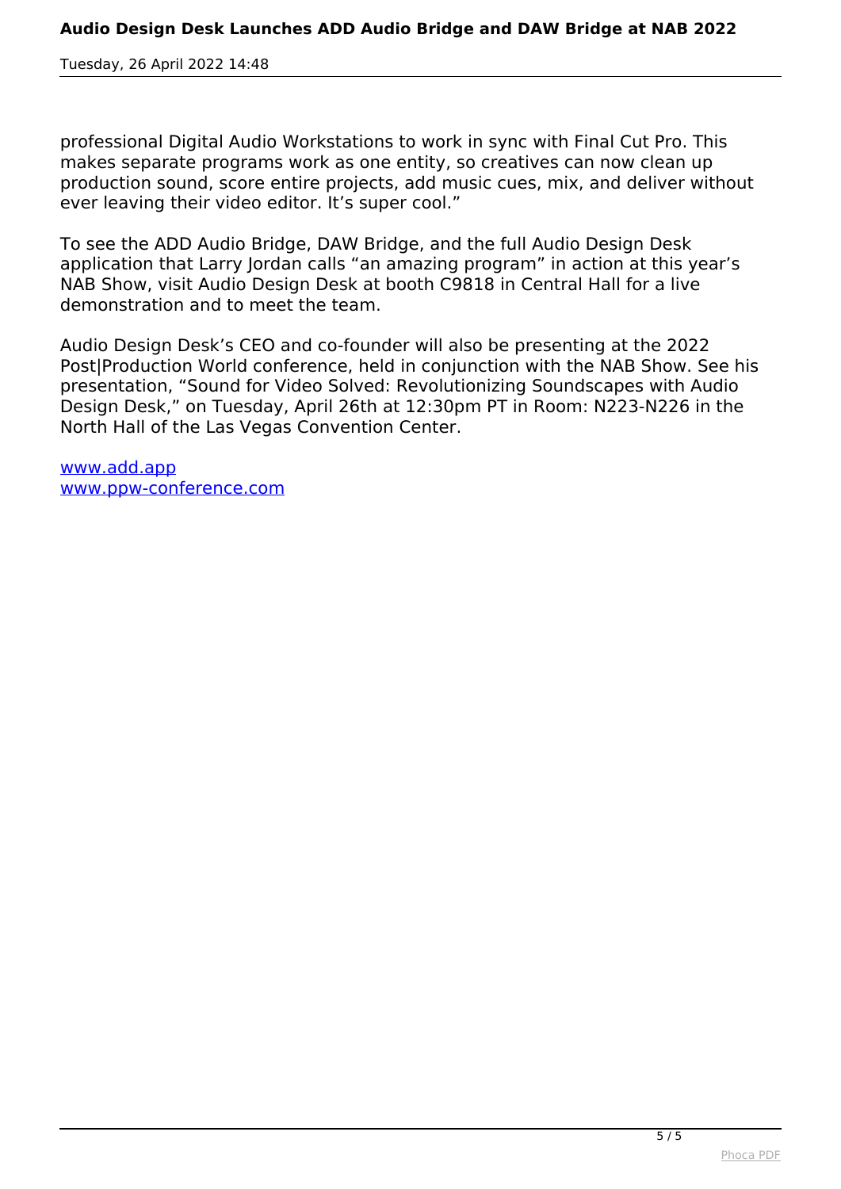professional Digital Audio Workstations to work in sync with Final Cut Pro. This makes separate programs work as one entity, so creatives can now clean up production sound, score entire projects, add music cues, mix, and deliver without ever leaving their video editor. It's super cool."

To see the ADD Audio Bridge, DAW Bridge, and the full Audio Design Desk application that Larry Jordan calls "an amazing program" in action at this year's NAB Show, visit Audio Design Desk at booth C9818 in Central Hall for a live demonstration and to meet the team.

Audio Design Desk's CEO and co-founder will also be presenting at the 2022 Post|Production World conference, held in conjunction with the NAB Show. See his presentation, "Sound for Video Solved: Revolutionizing Soundscapes with Audio Design Desk," on Tuesday, April 26th at 12:30pm PT in Room: N223-N226 in the North Hall of the Las Vegas Convention Center.

[www.add.app](www.add.app)
[www.ppw-conference.com](www.ppw-conference.com)